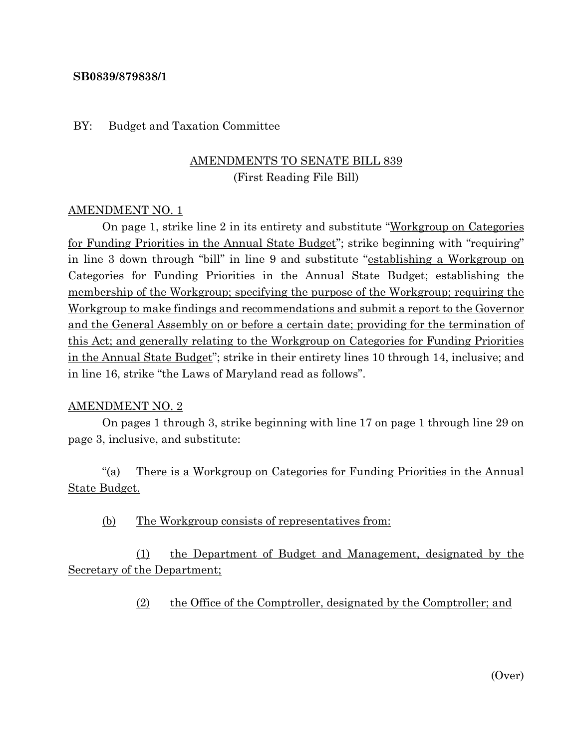**SB0839/879838/1**

BY: Budget and Taxation Committee

AMENDMENTS TO SENATE BILL 839
(First Reading File Bill)

AMENDMENT NO. 1

On page 1, strike line 2 in its entirety and substitute "Workgroup on Categories for Funding Priorities in the Annual State Budget"; strike beginning with "requiring" in line 3 down through "bill" in line 9 and substitute "establishing a Workgroup on Categories for Funding Priorities in the Annual State Budget; establishing the membership of the Workgroup; specifying the purpose of the Workgroup; requiring the Workgroup to make findings and recommendations and submit a report to the Governor and the General Assembly on or before a certain date; providing for the termination of this Act; and generally relating to the Workgroup on Categories for Funding Priorities in the Annual State Budget"; strike in their entirety lines 10 through 14, inclusive; and in line 16, strike "the Laws of Maryland read as follows".

AMENDMENT NO. 2

On pages 1 through 3, strike beginning with line 17 on page 1 through line 29 on page 3, inclusive, and substitute:

"(a) There is a Workgroup on Categories for Funding Priorities in the Annual State Budget.

(b) The Workgroup consists of representatives from:

(1) the Department of Budget and Management, designated by the Secretary of the Department;

(2) the Office of the Comptroller, designated by the Comptroller; and

(Over)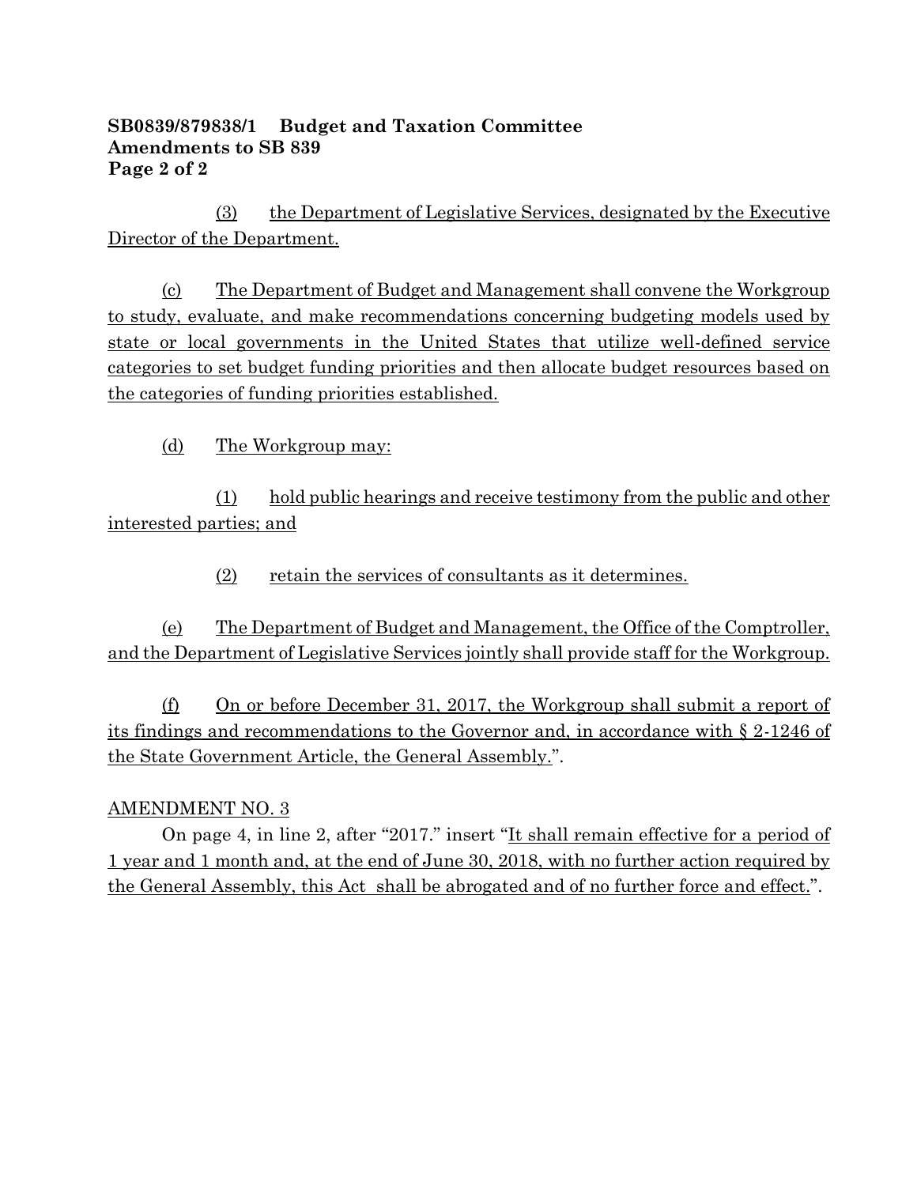(3) the Department of Legislative Services, designated by the Executive Director of the Department.

(c) The Department of Budget and Management shall convene the Workgroup to study, evaluate, and make recommendations concerning budgeting models used by state or local governments in the United States that utilize well-defined service categories to set budget funding priorities and then allocate budget resources based on the categories of funding priorities established.

(d) The Workgroup may:

(1) hold public hearings and receive testimony from the public and other interested parties; and

(2) retain the services of consultants as it determines.

(e) The Department of Budget and Management, the Office of the Comptroller, and the Department of Legislative Services jointly shall provide staff for the Workgroup.

(f) On or before December 31, 2017, the Workgroup shall submit a report of its findings and recommendations to the Governor and, in accordance with § 2-1246 of the State Government Article, the General Assembly.".

AMENDMENT NO. 3

On page 4, in line 2, after "2017." insert "It shall remain effective for a period of 1 year and 1 month and, at the end of June 30, 2018, with no further action required by the General Assembly, this Act shall be abrogated and of no further force and effect.".